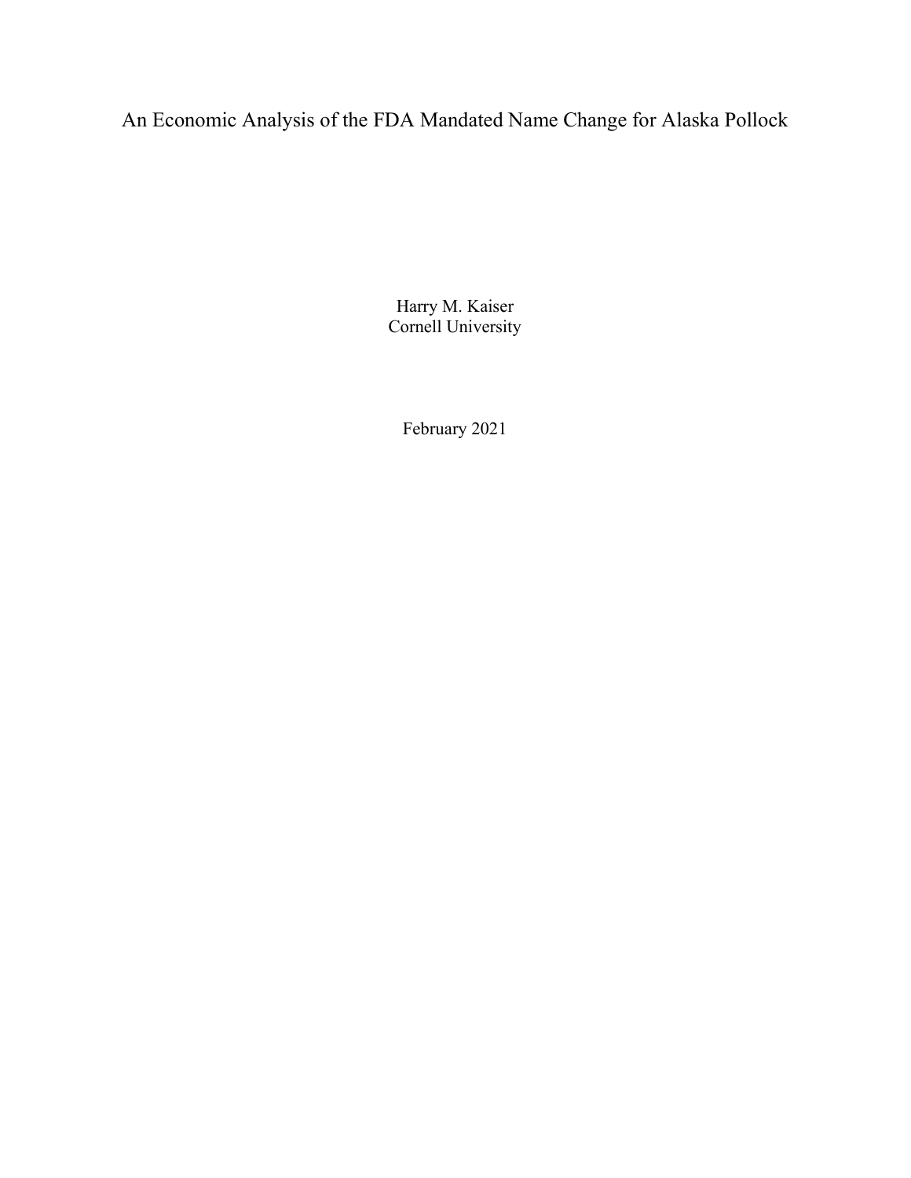# An Economic Analysis of the FDA Mandated Name Change for Alaska Pollock

Harry M. Kaiser
Cornell University

February 2021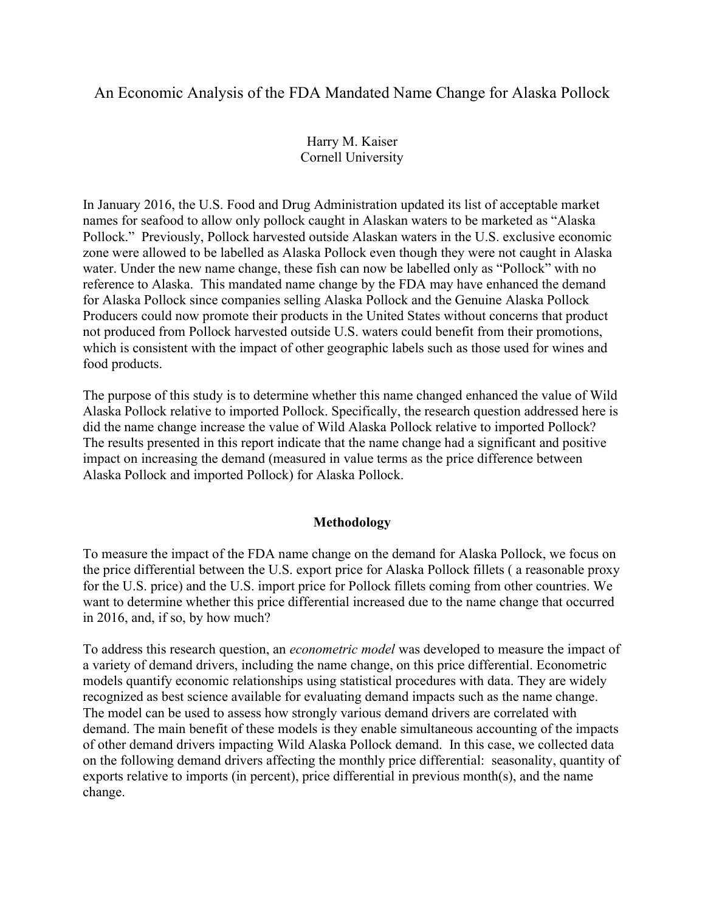# An Economic Analysis of the FDA Mandated Name Change for Alaska Pollock

Harry M. Kaiser
Cornell University

In January 2016, the U.S. Food and Drug Administration updated its list of acceptable market names for seafood to allow only pollock caught in Alaskan waters to be marketed as "Alaska Pollock." Previously, Pollock harvested outside Alaskan waters in the U.S. exclusive economic zone were allowed to be labelled as Alaska Pollock even though they were not caught in Alaska water. Under the new name change, these fish can now be labelled only as "Pollock" with no reference to Alaska. This mandated name change by the FDA may have enhanced the demand for Alaska Pollock since companies selling Alaska Pollock and the Genuine Alaska Pollock Producers could now promote their products in the United States without concerns that product not produced from Pollock harvested outside U.S. waters could benefit from their promotions, which is consistent with the impact of other geographic labels such as those used for wines and food products.

The purpose of this study is to determine whether this name changed enhanced the value of Wild Alaska Pollock relative to imported Pollock. Specifically, the research question addressed here is did the name change increase the value of Wild Alaska Pollock relative to imported Pollock? The results presented in this report indicate that the name change had a significant and positive impact on increasing the demand (measured in value terms as the price difference between Alaska Pollock and imported Pollock) for Alaska Pollock.

## Methodology

To measure the impact of the FDA name change on the demand for Alaska Pollock, we focus on the price differential between the U.S. export price for Alaska Pollock fillets ( a reasonable proxy for the U.S. price) and the U.S. import price for Pollock fillets coming from other countries. We want to determine whether this price differential increased due to the name change that occurred in 2016, and, if so, by how much?

To address this research question, an *econometric model* was developed to measure the impact of a variety of demand drivers, including the name change, on this price differential. Econometric models quantify economic relationships using statistical procedures with data. They are widely recognized as best science available for evaluating demand impacts such as the name change. The model can be used to assess how strongly various demand drivers are correlated with demand. The main benefit of these models is they enable simultaneous accounting of the impacts of other demand drivers impacting Wild Alaska Pollock demand. In this case, we collected data on the following demand drivers affecting the monthly price differential: seasonality, quantity of exports relative to imports (in percent), price differential in previous month(s), and the name change.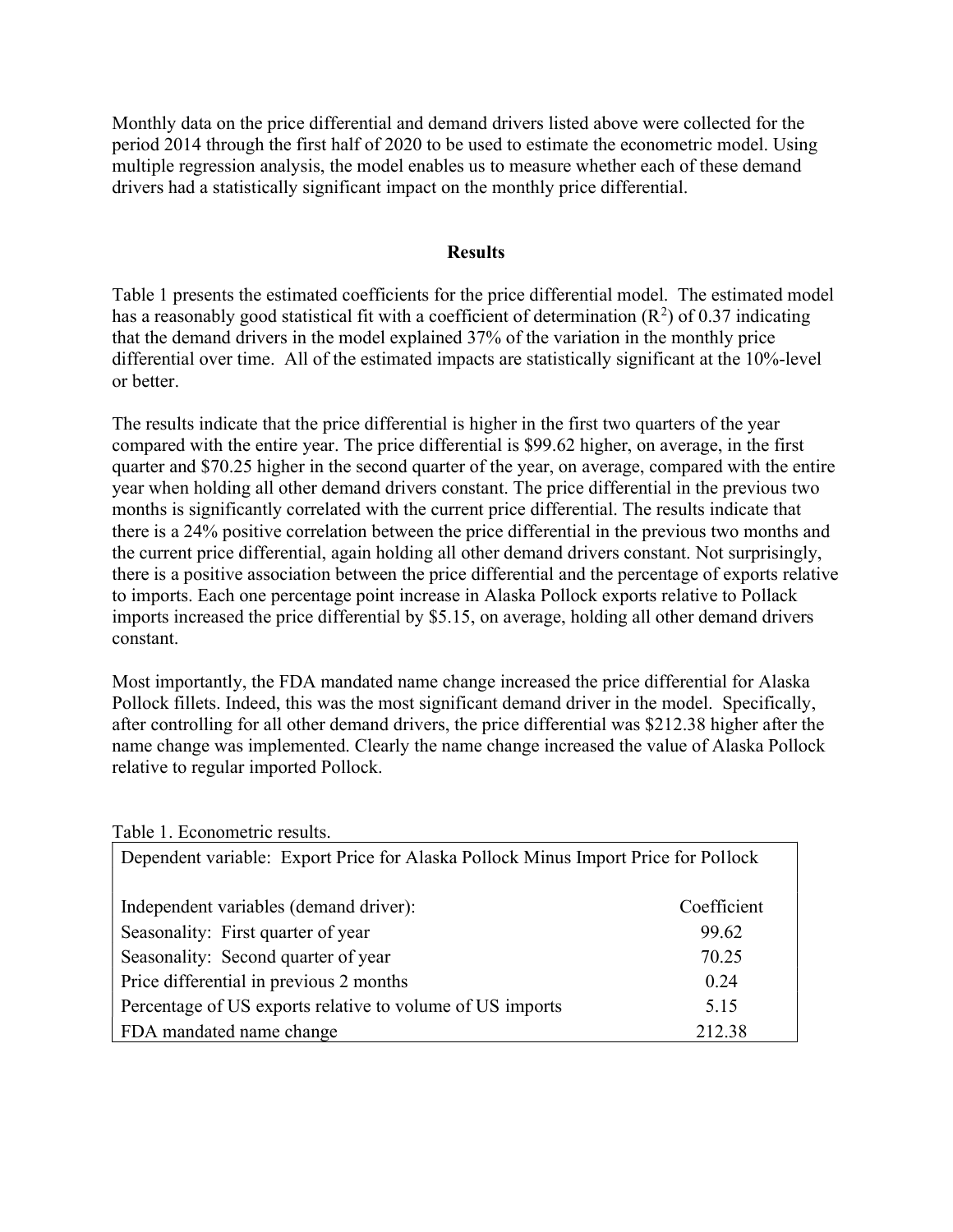Monthly data on the price differential and demand drivers listed above were collected for the period 2014 through the first half of 2020 to be used to estimate the econometric model. Using multiple regression analysis, the model enables us to measure whether each of these demand drivers had a statistically significant impact on the monthly price differential.

## Results

Table 1 presents the estimated coefficients for the price differential model. The estimated model has a reasonably good statistical fit with a coefficient of determination ($R^2$) of 0.37 indicating that the demand drivers in the model explained 37% of the variation in the monthly price differential over time. All of the estimated impacts are statistically significant at the 10%-level or better.

The results indicate that the price differential is higher in the first two quarters of the year compared with the entire year. The price differential is $99.62 higher, on average, in the first quarter and $70.25 higher in the second quarter of the year, on average, compared with the entire year when holding all other demand drivers constant. The price differential in the previous two months is significantly correlated with the current price differential. The results indicate that there is a 24% positive correlation between the price differential in the previous two months and the current price differential, again holding all other demand drivers constant. Not surprisingly, there is a positive association between the price differential and the percentage of exports relative to imports. Each one percentage point increase in Alaska Pollock exports relative to Pollack imports increased the price differential by $5.15, on average, holding all other demand drivers constant.

Most importantly, the FDA mandated name change increased the price differential for Alaska Pollock fillets. Indeed, this was the most significant demand driver in the model. Specifically, after controlling for all other demand drivers, the price differential was $212.38 higher after the name change was implemented. Clearly the name change increased the value of Alaska Pollock relative to regular imported Pollock.

Table 1. Econometric results.

| Dependent variable: Export Price for Alaska Pollock Minus Import Price for Pollock | |
|---|---|
| Independent variables (demand driver): | Coefficient |
| Seasonality: First quarter of year | 99.62 |
| Seasonality: Second quarter of year | 70.25 |
| Price differential in previous 2 months | 0.24 |
| Percentage of US exports relative to volume of US imports | 5.15 |
| FDA mandated name change | 212.38 |